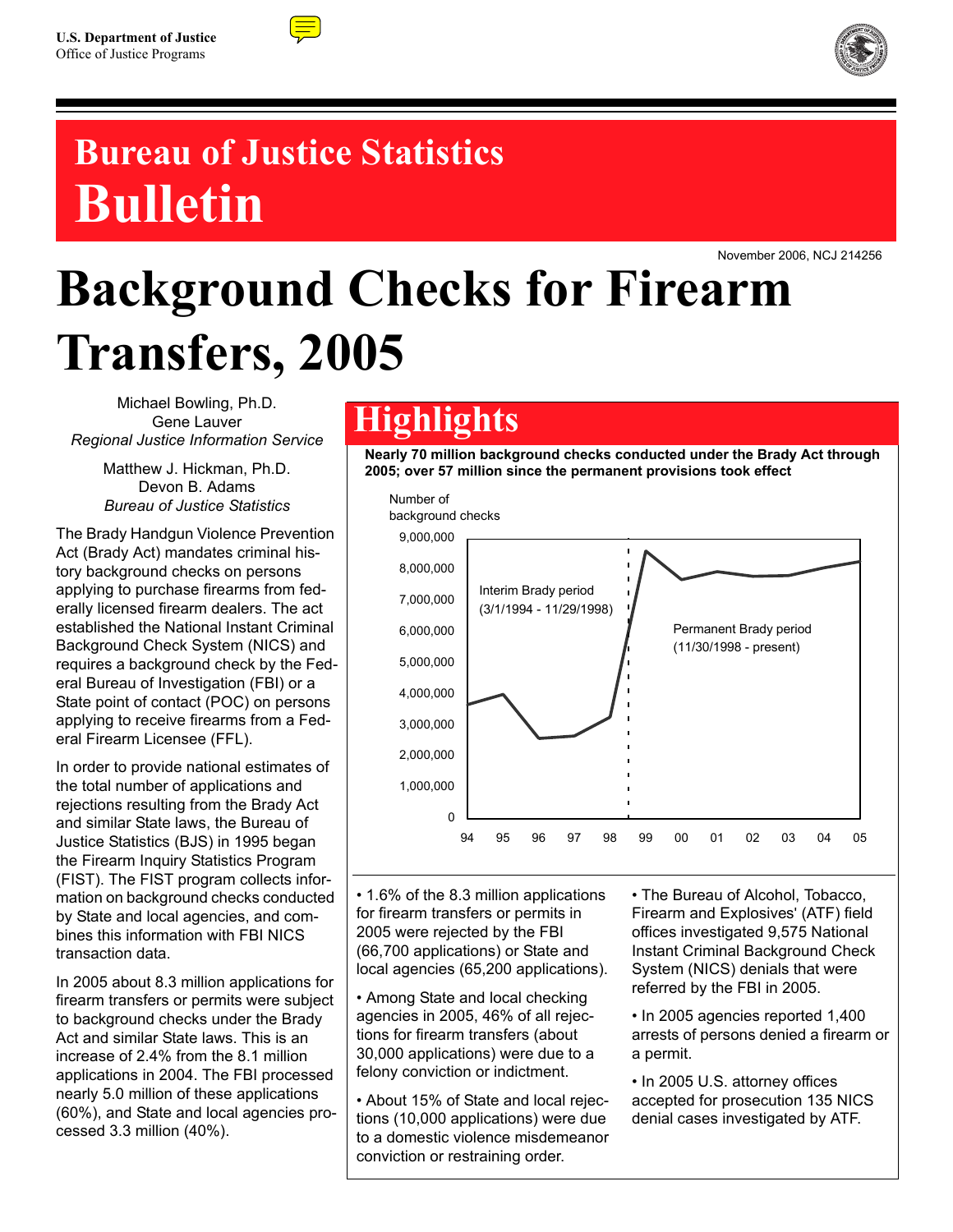U.S. Department of Justice
Office of Justice Programs

# Bureau of Justice Statistics Bulletin

November 2006, NCJ 214256

# Background Checks for Firearm Transfers, 2005

Michael Bowling, Ph.D.
Gene Lauver
*Regional Justice Information Service*

Matthew J. Hickman, Ph.D.
Devon B. Adams
*Bureau of Justice Statistics*

The Brady Handgun Violence Prevention Act (Brady Act) mandates criminal history background checks on persons applying to purchase firearms from federally licensed firearm dealers. The act established the National Instant Criminal Background Check System (NICS) and requires a background check by the Federal Bureau of Investigation (FBI) or a State point of contact (POC) on persons applying to receive firearms from a Federal Firearm Licensee (FFL).

In order to provide national estimates of the total number of applications and rejections resulting from the Brady Act and similar State laws, the Bureau of Justice Statistics (BJS) in 1995 began the Firearm Inquiry Statistics Program (FIST). The FIST program collects information on background checks conducted by State and local agencies, and combines this information with FBI NICS transaction data.

In 2005 about 8.3 million applications for firearm transfers or permits were subject to background checks under the Brady Act and similar State laws. This is an increase of 2.4% from the 8.1 million applications in 2004. The FBI processed nearly 5.0 million of these applications (60%), and State and local agencies processed 3.3 million (40%).

## Highlights

**Nearly 70 million background checks conducted under the Brady Act through 2005; over 57 million since the permanent provisions took effect**

Number of background checks

Interim Brady period (3/1/1994 - 11/29/1998)

Permanent Brady period (11/30/1998 - present)

- 1.6% of the 8.3 million applications for firearm transfers or permits in 2005 were rejected by the FBI (66,700 applications) or State and local agencies (65,200 applications).
- Among State and local checking agencies in 2005, 46% of all rejections for firearm transfers (about 30,000 applications) were due to a felony conviction or indictment.
- About 15% of State and local rejections (10,000 applications) were due to a domestic violence misdemeanor conviction or restraining order.
- The Bureau of Alcohol, Tobacco, Firearm and Explosives' (ATF) field offices investigated 9,575 National Instant Criminal Background Check System (NICS) denials that were referred by the FBI in 2005.
- In 2005 agencies reported 1,400 arrests of persons denied a firearm or a permit.
- In 2005 U.S. attorney offices accepted for prosecution 135 NICS denial cases investigated by ATF.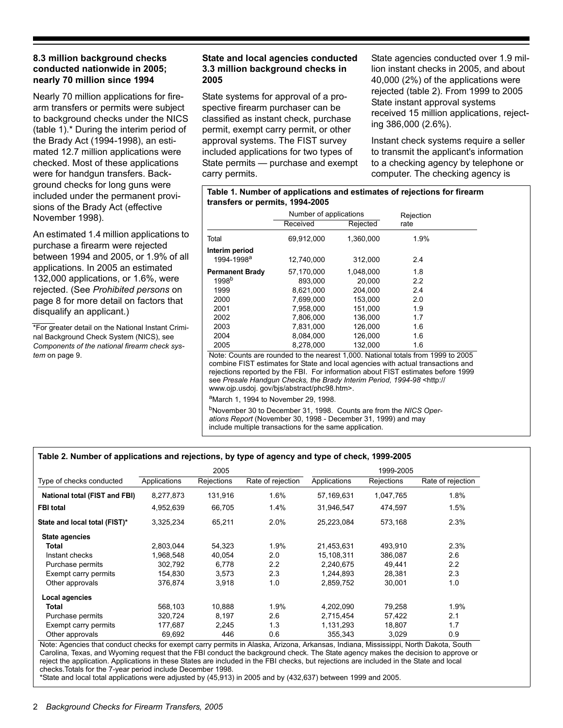### 8.3 million background checks conducted nationwide in 2005; nearly 70 million since 1994

Nearly 70 million applications for firearm transfers or permits were subject to background checks under the NICS (table 1).* During the interim period of the Brady Act (1994-1998), an estimated 12.7 million applications were checked. Most of these applications were for handgun transfers. Background checks for long guns were included under the permanent provisions of the Brady Act (effective November 1998).

An estimated 1.4 million applications to purchase a firearm were rejected between 1994 and 2005, or 1.9% of all applications. In 2005 an estimated 132,000 applications, or 1.6%, were rejected. (See *Prohibited persons* on page 8 for more detail on factors that disqualify an applicant.)

*For greater detail on the National Instant Criminal Background Check System (NICS), see *Components of the national firearm check system* on page 9.

### State and local agencies conducted 3.3 million background checks in 2005

State systems for approval of a prospective firearm purchaser can be classified as instant check, purchase permit, exempt carry permit, or other approval systems. The FIST survey included applications for two types of State permits — purchase and exempt carry permits.

State agencies conducted over 1.9 million instant checks in 2005, and about 40,000 (2%) of the applications were rejected (table 2). From 1999 to 2005 State instant approval systems received 15 million applications, rejecting 386,000 (2.6%).

Instant check systems require a seller to transmit the applicant's information to a checking agency by telephone or computer. The checking agency is

**Table 1. Number of applications and estimates of rejections for firearm transfers or permits, 1994-2005**

| | Number of applications | | Rejection |
|---|---|---|---|
| | Received | Rejected | rate |
| Total | 69,912,000 | 1,360,000 | 1.9% |
| **Interim period** | | | |
| 1994-1998[a] | 12,740,000 | 312,000 | 2.4 |
| **Permanent Brady** | 57,170,000 | 1,048,000 | 1.8 |
| 1998[b] | 893,000 | 20,000 | 2.2 |
| 1999 | 8,621,000 | 204,000 | 2.4 |
| 2000 | 7,699,000 | 153,000 | 2.0 |
| 2001 | 7,958,000 | 151,000 | 1.9 |
| 2002 | 7,806,000 | 136,000 | 1.7 |
| 2003 | 7,831,000 | 126,000 | 1.6 |
| 2004 | 8,084,000 | 126,000 | 1.6 |
| 2005 | 8,278,000 | 132,000 | 1.6 |

Note: Counts are rounded to the nearest 1,000. National totals from 1999 to 2005 combine FIST estimates for State and local agencies with actual transactions and rejections reported by the FBI. For information about FIST estimates before 1999 see *Presale Handgun Checks, the Brady Interim Period, 1994-98* <http://www.ojp.usdoj.gov/bjs/abstract/phc98.htm>.

[a]March 1, 1994 to November 29, 1998.

[b]November 30 to December 31, 1998. Counts are from the *NICS Operations Report* (November 30, 1998 - December 31, 1999) and may include multiple transactions for the same application.

**Table 2. Number of applications and rejections, by type of agency and type of check, 1999-2005**

| | 2005 | | | 1999-2005 | | |
|---|---|---|---|---|---|---|
| Type of checks conducted | Applications | Rejections | Rate of rejection | Applications | Rejections | Rate of rejection |
| **National total (FIST and FBI)** | 8,277,873 | 131,916 | 1.6% | 57,169,631 | 1,047,765 | 1.8% |
| **FBI total** | 4,952,639 | 66,705 | 1.4% | 31,946,547 | 474,597 | 1.5% |
| **State and local total (FIST)*** | 3,325,234 | 65,211 | 2.0% | 25,223,084 | 573,168 | 2.3% |
| **State agencies** | | | | | | |
| **Total** | 2,803,044 | 54,323 | 1.9% | 21,453,631 | 493,910 | 2.3% |
| Instant checks | 1,968,548 | 40,054 | 2.0 | 15,108,311 | 386,087 | 2.6 |
| Purchase permits | 302,792 | 6,778 | 2.2 | 2,240,675 | 49,441 | 2.2 |
| Exempt carry permits | 154,830 | 3,573 | 2.3 | 1,244,893 | 28,381 | 2.3 |
| Other approvals | 376,874 | 3,918 | 1.0 | 2,859,752 | 30,001 | 1.0 |
| **Local agencies** | | | | | | |
| **Total** | 568,103 | 10,888 | 1.9% | 4,202,090 | 79,258 | 1.9% |
| Purchase permits | 320,724 | 8,197 | 2.6 | 2,715,454 | 57,422 | 2.1 |
| Exempt carry permits | 177,687 | 2,245 | 1.3 | 1,131,293 | 18,807 | 1.7 |
| Other approvals | 69,692 | 446 | 0.6 | 355,343 | 3,029 | 0.9 |

Note: Agencies that conduct checks for exempt carry permits in Alaska, Arizona, Arkansas, Indiana, Mississippi, North Dakota, South Carolina, Texas, and Wyoming request that the FBI conduct the background check. The State agency makes the decision to approve or reject the application. Applications in these States are included in the FBI checks, but rejections are included in the State and local checks. Totals for the 7-year period include December 1998.

*State and local total applications were adjusted by (45,913) in 2005 and by (432,637) between 1999 and 2005.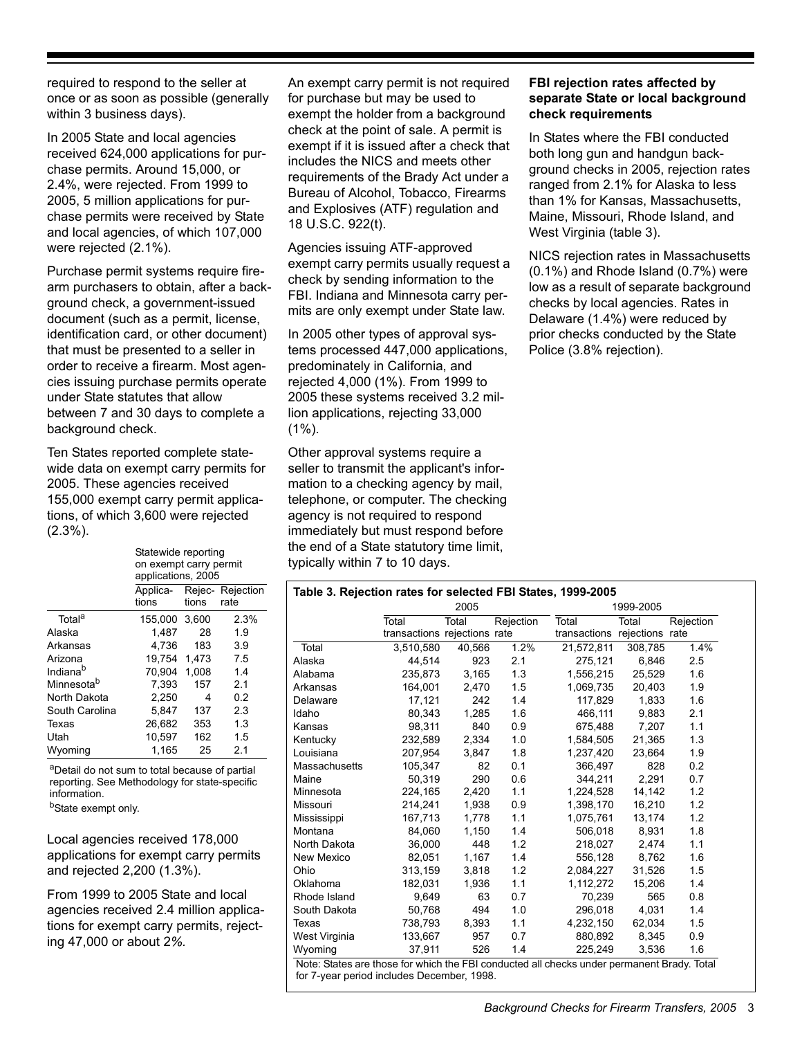required to respond to the seller at once or as soon as possible (generally within 3 business days).

In 2005 State and local agencies received 624,000 applications for purchase permits. Around 15,000, or 2.4%, were rejected. From 1999 to 2005, 5 million applications for purchase permits were received by State and local agencies, of which 107,000 were rejected (2.1%).

Purchase permit systems require firearm purchasers to obtain, after a background check, a government-issued document (such as a permit, license, identification card, or other document) that must be presented to a seller in order to receive a firearm. Most agencies issuing purchase permits operate under State statutes that allow between 7 and 30 days to complete a background check.

Ten States reported complete statewide data on exempt carry permits for 2005. These agencies received 155,000 exempt carry permit applications, of which 3,600 were rejected (2.3%).

| | Statewide reporting on exempt carry permit applications, 2005 | | |
|---|---|---|---|
| | Applications | Rejections | Rejection rate |
| Total[a] | 155,000 | 3,600 | 2.3% |
| Alaska | 1,487 | 28 | 1.9 |
| Arkansas | 4,736 | 183 | 3.9 |
| Arizona | 19,754 | 1,473 | 7.5 |
| Indiana[b] | 70,904 | 1,008 | 1.4 |
| Minnesota[b] | 7,393 | 157 | 2.1 |
| North Dakota | 2,250 | 4 | 0.2 |
| South Carolina | 5,847 | 137 | 2.3 |
| Texas | 26,682 | 353 | 1.3 |
| Utah | 10,597 | 162 | 1.5 |
| Wyoming | 1,165 | 25 | 2.1 |

[a]Detail do not sum to total because of partial reporting. See Methodology for state-specific information.

[b]State exempt only.

Local agencies received 178,000 applications for exempt carry permits and rejected 2,200 (1.3%).

From 1999 to 2005 State and local agencies received 2.4 million applications for exempt carry permits, rejecting 47,000 or about 2%.

An exempt carry permit is not required for purchase but may be used to exempt the holder from a background check at the point of sale. A permit is exempt if it is issued after a check that includes the NICS and meets other requirements of the Brady Act under a Bureau of Alcohol, Tobacco, Firearms and Explosives (ATF) regulation and 18 U.S.C. 922(t).

Agencies issuing ATF-approved exempt carry permits usually request a check by sending information to the FBI. Indiana and Minnesota carry permits are only exempt under State law.

In 2005 other types of approval systems processed 447,000 applications, predominately in California, and rejected 4,000 (1%). From 1999 to 2005 these systems received 3.2 million applications, rejecting 33,000 (1%).

Other approval systems require a seller to transmit the applicant's information to a checking agency by mail, telephone, or computer. The checking agency is not required to respond immediately but must respond before the end of a State statutory time limit, typically within 7 to 10 days.

### FBI rejection rates affected by separate State or local background check requirements

In States where the FBI conducted both long gun and handgun background checks in 2005, rejection rates ranged from 2.1% for Alaska to less than 1% for Kansas, Massachusetts, Maine, Missouri, Rhode Island, and West Virginia (table 3).

NICS rejection rates in Massachusetts (0.1%) and Rhode Island (0.7%) were low as a result of separate background checks by local agencies. Rates in Delaware (1.4%) were reduced by prior checks conducted by the State Police (3.8% rejection).

**Table 3. Rejection rates for selected FBI States, 1999-2005**

| | 2005 | | | 1999-2005 | | |
|---|---|---|---|---|---|---|
| | Total transactions | Total rejections | Rejection rate | Total transactions | Total rejections | Rejection rate |
| Total | 3,510,580 | 40,566 | 1.2% | 21,572,811 | 308,785 | 1.4% |
| Alaska | 44,514 | 923 | 2.1 | 275,121 | 6,846 | 2.5 |
| Alabama | 235,873 | 3,165 | 1.3 | 1,556,215 | 25,529 | 1.6 |
| Arkansas | 164,001 | 2,470 | 1.5 | 1,069,735 | 20,403 | 1.9 |
| Delaware | 17,121 | 242 | 1.4 | 117,829 | 1,833 | 1.6 |
| Idaho | 80,343 | 1,285 | 1.6 | 466,111 | 9,883 | 2.1 |
| Kansas | 98,311 | 840 | 0.9 | 675,488 | 7,207 | 1.1 |
| Kentucky | 232,589 | 2,334 | 1.0 | 1,584,505 | 21,365 | 1.3 |
| Louisiana | 207,954 | 3,847 | 1.8 | 1,237,420 | 23,664 | 1.9 |
| Massachusetts | 105,347 | 82 | 0.1 | 366,497 | 828 | 0.2 |
| Maine | 50,319 | 290 | 0.6 | 344,211 | 2,291 | 0.7 |
| Minnesota | 224,165 | 2,420 | 1.1 | 1,224,528 | 14,142 | 1.2 |
| Missouri | 214,241 | 1,938 | 0.9 | 1,398,170 | 16,210 | 1.2 |
| Mississippi | 167,713 | 1,778 | 1.1 | 1,075,761 | 13,174 | 1.2 |
| Montana | 84,060 | 1,150 | 1.4 | 506,018 | 8,931 | 1.8 |
| North Dakota | 36,000 | 448 | 1.2 | 218,027 | 2,474 | 1.1 |
| New Mexico | 82,051 | 1,167 | 1.4 | 556,128 | 8,762 | 1.6 |
| Ohio | 313,159 | 3,818 | 1.2 | 2,084,227 | 31,526 | 1.5 |
| Oklahoma | 182,031 | 1,936 | 1.1 | 1,112,272 | 15,206 | 1.4 |
| Rhode Island | 9,649 | 63 | 0.7 | 70,239 | 565 | 0.8 |
| South Dakota | 50,768 | 494 | 1.0 | 296,018 | 4,031 | 1.4 |
| Texas | 738,793 | 8,393 | 1.1 | 4,232,150 | 62,034 | 1.5 |
| West Virginia | 133,667 | 957 | 0.7 | 880,892 | 8,345 | 0.9 |
| Wyoming | 37,911 | 526 | 1.4 | 225,249 | 3,536 | 1.6 |

Note: States are those for which the FBI conducted all checks under permanent Brady. Total for 7-year period includes December, 1998.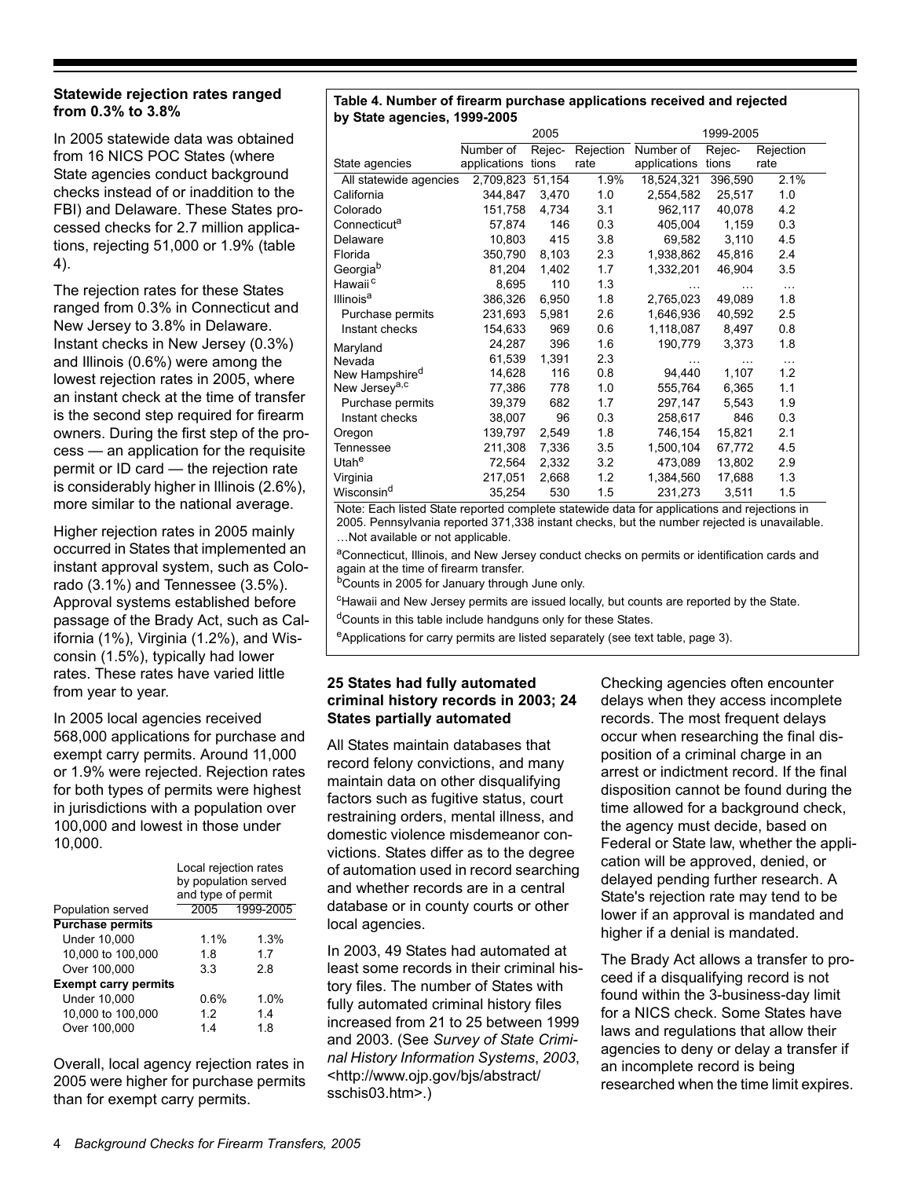### Statewide rejection rates ranged from 0.3% to 3.8%

In 2005 statewide data was obtained from 16 NICS POC States (where State agencies conduct background checks instead of or inaddition to the FBI) and Delaware. These States processed checks for 2.7 million applications, rejecting 51,000 or 1.9% (table 4).

The rejection rates for these States ranged from 0.3% in Connecticut and New Jersey to 3.8% in Delaware. Instant checks in New Jersey (0.3%) and Illinois (0.6%) were among the lowest rejection rates in 2005, where an instant check at the time of transfer is the second step required for firearm owners. During the first step of the process — an application for the requisite permit or ID card — the rejection rate is considerably higher in Illinois (2.6%), more similar to the national average.

Higher rejection rates in 2005 mainly occurred in States that implemented an instant approval system, such as Colorado (3.1%) and Tennessee (3.5%). Approval systems established before passage of the Brady Act, such as California (1%), Virginia (1.2%), and Wisconsin (1.5%), typically had lower rates. These rates have varied little from year to year.

In 2005 local agencies received 568,000 applications for purchase and exempt carry permits. Around 11,000 or 1.9% were rejected. Rejection rates for both types of permits were highest in jurisdictions with a population over 100,000 and lowest in those under 10,000.

| | Local rejection rates by population served and type of permit | |
|---|---|---|
| Population served | 2005 | 1999-2005 |
| **Purchase permits** | | |
| Under 10,000 | 1.1% | 1.3% |
| 10,000 to 100,000 | 1.8 | 1.7 |
| Over 100,000 | 3.3 | 2.8 |
| **Exempt carry permits** | | |
| Under 10,000 | 0.6% | 1.0% |
| 10,000 to 100,000 | 1.2 | 1.4 |
| Over 100,000 | 1.4 | 1.8 |

Overall, local agency rejection rates in 2005 were higher for purchase permits than for exempt carry permits.

**Table 4. Number of firearm purchase applications received and rejected by State agencies, 1999-2005**

| | 2005 | | | 1999-2005 | | |
|---|---|---|---|---|---|---|
| State agencies | Number of applications | Rejections | Rejection rate | Number of applications | Rejections | Rejection rate |
| All statewide agencies | 2,709,823 | 51,154 | 1.9% | 18,524,321 | 396,590 | 2.1% |
| California | 344,847 | 3,470 | 1.0 | 2,554,582 | 25,517 | 1.0 |
| Colorado | 151,758 | 4,734 | 3.1 | 962,117 | 40,078 | 4.2 |
| Connecticut[a] | 57,874 | 146 | 0.3 | 405,004 | 1,159 | 0.3 |
| Delaware | 10,803 | 415 | 3.8 | 69,582 | 3,110 | 4.5 |
| Florida | 350,790 | 8,103 | 2.3 | 1,938,862 | 45,816 | 2.4 |
| Georgia[b] | 81,204 | 1,402 | 1.7 | 1,332,201 | 46,904 | 3.5 |
| Hawaii[c] | 8,695 | 110 | 1.3 | … | … | … |
| Illinois[a] | 386,326 | 6,950 | 1.8 | 2,765,023 | 49,089 | 1.8 |
| Purchase permits | 231,693 | 5,981 | 2.6 | 1,646,936 | 40,592 | 2.5 |
| Instant checks | 154,633 | 969 | 0.6 | 1,118,087 | 8,497 | 0.8 |
| Maryland | 24,287 | 396 | 1.6 | 190,779 | 3,373 | 1.8 |
| Nevada | 61,539 | 1,391 | 2.3 | … | … | … |
| New Hampshire[d] | 14,628 | 116 | 0.8 | 94,440 | 1,107 | 1.2 |
| New Jersey[a,c] | 77,386 | 778 | 1.0 | 555,764 | 6,365 | 1.1 |
| Purchase permits | 39,379 | 682 | 1.7 | 297,147 | 5,543 | 1.9 |
| Instant checks | 38,007 | 96 | 0.3 | 258,617 | 846 | 0.3 |
| Oregon | 139,797 | 2,549 | 1.8 | 746,154 | 15,821 | 2.1 |
| Tennessee | 211,308 | 7,336 | 3.5 | 1,500,104 | 67,772 | 4.5 |
| Utah[e] | 72,564 | 2,332 | 3.2 | 473,089 | 13,802 | 2.9 |
| Virginia | 217,051 | 2,668 | 1.2 | 1,384,560 | 17,688 | 1.3 |
| Wisconsin[d] | 35,254 | 530 | 1.5 | 231,273 | 3,511 | 1.5 |

Note: Each listed State reported complete statewide data for applications and rejections in 2005. Pennsylvania reported 371,338 instant checks, but the number rejected is unavailable.
…Not available or not applicable.

[a]Connecticut, Illinois, and New Jersey conduct checks on permits or identification cards and again at the time of firearm transfer.
[b]Counts in 2005 for January through June only.
[c]Hawaii and New Jersey permits are issued locally, but counts are reported by the State.
[d]Counts in this table include handguns only for these States.
[e]Applications for carry permits are listed separately (see text table, page 3).

### 25 States had fully automated criminal history records in 2003; 24 States partially automated

All States maintain databases that record felony convictions, and many maintain data on other disqualifying factors such as fugitive status, court restraining orders, mental illness, and domestic violence misdemeanor convictions. States differ as to the degree of automation used in record searching and whether records are in a central database or in county courts or other local agencies.

In 2003, 49 States had automated at least some records in their criminal history files. The number of States with fully automated criminal history files increased from 21 to 25 between 1999 and 2003. (See *Survey of State Criminal History Information Systems*, *2003*, <http://www.ojp.gov/bjs/abstract/sschis03.htm>.)

Checking agencies often encounter delays when they access incomplete records. The most frequent delays occur when researching the final disposition of a criminal charge in an arrest or indictment record. If the final disposition cannot be found during the time allowed for a background check, the agency must decide, based on Federal or State law, whether the application will be approved, denied, or delayed pending further research. A State's rejection rate may tend to be lower if an approval is mandated and higher if a denial is mandated.

The Brady Act allows a transfer to proceed if a disqualifying record is not found within the 3-business-day limit for a NICS check. Some States have laws and regulations that allow their agencies to deny or delay a transfer if an incomplete record is being researched when the time limit expires.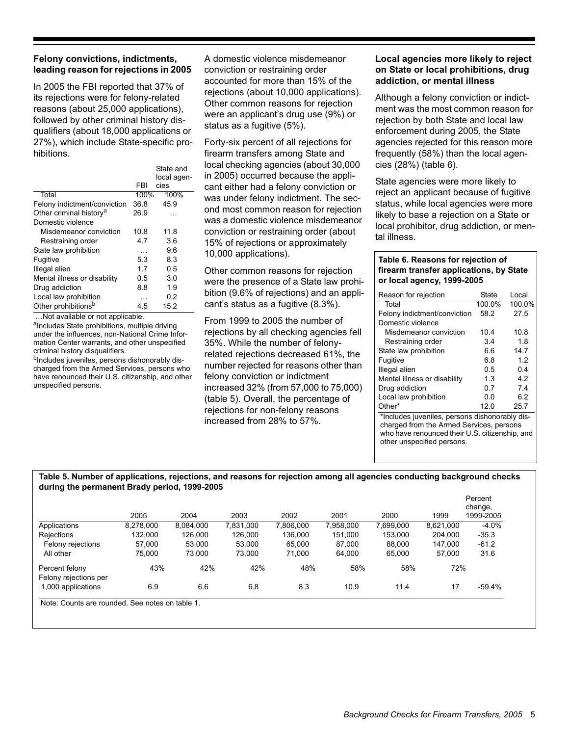### Felony convictions, indictments, leading reason for rejections in 2005

In 2005 the FBI reported that 37% of its rejections were for felony-related reasons (about 25,000 applications), followed by other criminal history disqualifiers (about 18,000 applications or 27%), which include State-specific prohibitions.

| | FBI | State and local agencies |
|---|---|---|
| Total | 100% | 100% |
| Felony indictment/conviction | 36.8 | 45.9 |
| Other criminal history[a] | 26.9 | … |
| Domestic violence | | |
| Misdemeanor conviction | 10.8 | 11.8 |
| Restraining order | 4.7 | 3.6 |
| State law prohibition | … | 9.6 |
| Fugitive | 5.3 | 8.3 |
| Illegal alien | 1.7 | 0.5 |
| Mental illness or disability | 0.5 | 3.0 |
| Drug addiction | 8.8 | 1.9 |
| Local law prohibition | … | 0.2 |
| Other prohibitions[b] | 4.5 | 15.2 |

…Not available or not applicable.

[a]Includes State prohibitions, multiple driving under the influences, non-National Crime Information Center warrants, and other unspecified criminal history disqualifiers.

[b]Includes juveniles, persons dishonorably discharged from the Armed Services, persons who have renounced their U.S. citizenship, and other unspecified persons.

A domestic violence misdemeanor conviction or restraining order accounted for more than 15% of the rejections (about 10,000 applications). Other common reasons for rejection were an applicant's drug use (9%) or status as a fugitive (5%).

Forty-six percent of all rejections for firearm transfers among State and local checking agencies (about 30,000 in 2005) occurred because the applicant either had a felony conviction or was under felony indictment. The second most common reason for rejection was a domestic violence misdemeanor conviction or restraining order (about 15% of rejections or approximately 10,000 applications).

Other common reasons for rejection were the presence of a State law prohibition (9.6% of rejections) and an applicant's status as a fugitive (8.3%).

From 1999 to 2005 the number of rejections by all checking agencies fell 35%. While the number of felony-related rejections decreased 61%, the number rejected for reasons other than felony conviction or indictment increased 32% (from 57,000 to 75,000) (table 5). Overall, the percentage of rejections for non-felony reasons increased from 28% to 57%.

### Local agencies more likely to reject on State or local prohibitions, drug addiction, or mental illness

Although a felony conviction or indictment was the most common reason for rejection by both State and local law enforcement during 2005, the State agencies rejected for this reason more frequently (58%) than the local agencies (28%) (table 6).

State agencies were more likely to reject an applicant because of fugitive status, while local agencies were more likely to base a rejection on a State or local prohibitor, drug addiction, or mental illness.

**Table 6. Reasons for rejection of firearm transfer applications, by State or local agency, 1999-2005**

| Reason for rejection | State | Local |
|---|---|---|
| Total | 100.0% | 100.0% |
| Felony indictment/conviction | 58.2 | 27.5 |
| Domestic violence | | |
| Misdemeanor conviction | 10.4 | 10.8 |
| Restraining order | 3.4 | 1.8 |
| State law prohibition | 6.6 | 14.7 |
| Fugitive | 6.8 | 1.2 |
| Illegal alien | 0.5 | 0.4 |
| Mental illness or disability | 1.3 | 4.2 |
| Drug addiction | 0.7 | 7.4 |
| Local law prohibition | 0.0 | 6.2 |
| Other* | 12.0 | 25.7 |

*Includes juveniles, persons dishonorably discharged from the Armed Services, persons who have renounced their U.S. citizenship, and other unspecified persons.

**Table 5. Number of applications, rejections, and reasons for rejection among all agencies conducting background checks during the permanent Brady period, 1999-2005**

| | 2005 | 2004 | 2003 | 2002 | 2001 | 2000 | 1999 | Percent change, 1999-2005 |
|---|---|---|---|---|---|---|---|---|
| Applications | 8,278,000 | 8,084,000 | 7,831,000 | 7,806,000 | 7,958,000 | 7,699,000 | 8,621,000 | -4.0% |
| Rejections | 132,000 | 126,000 | 126,000 | 136,000 | 151,000 | 153,000 | 204,000 | -35.3 |
| Felony rejections | 57,000 | 53,000 | 53,000 | 65,000 | 87,000 | 88,000 | 147,000 | -61.2 |
| All other | 75,000 | 73,000 | 73,000 | 71,000 | 64,000 | 65,000 | 57,000 | 31.6 |
| Percent felony | 43% | 42% | 42% | 48% | 58% | 58% | 72% | |
| Felony rejections per 1,000 applications | 6.9 | 6.6 | 6.8 | 8.3 | 10.9 | 11.4 | 17 | -59.4% |

Note: Counts are rounded. See notes on table 1.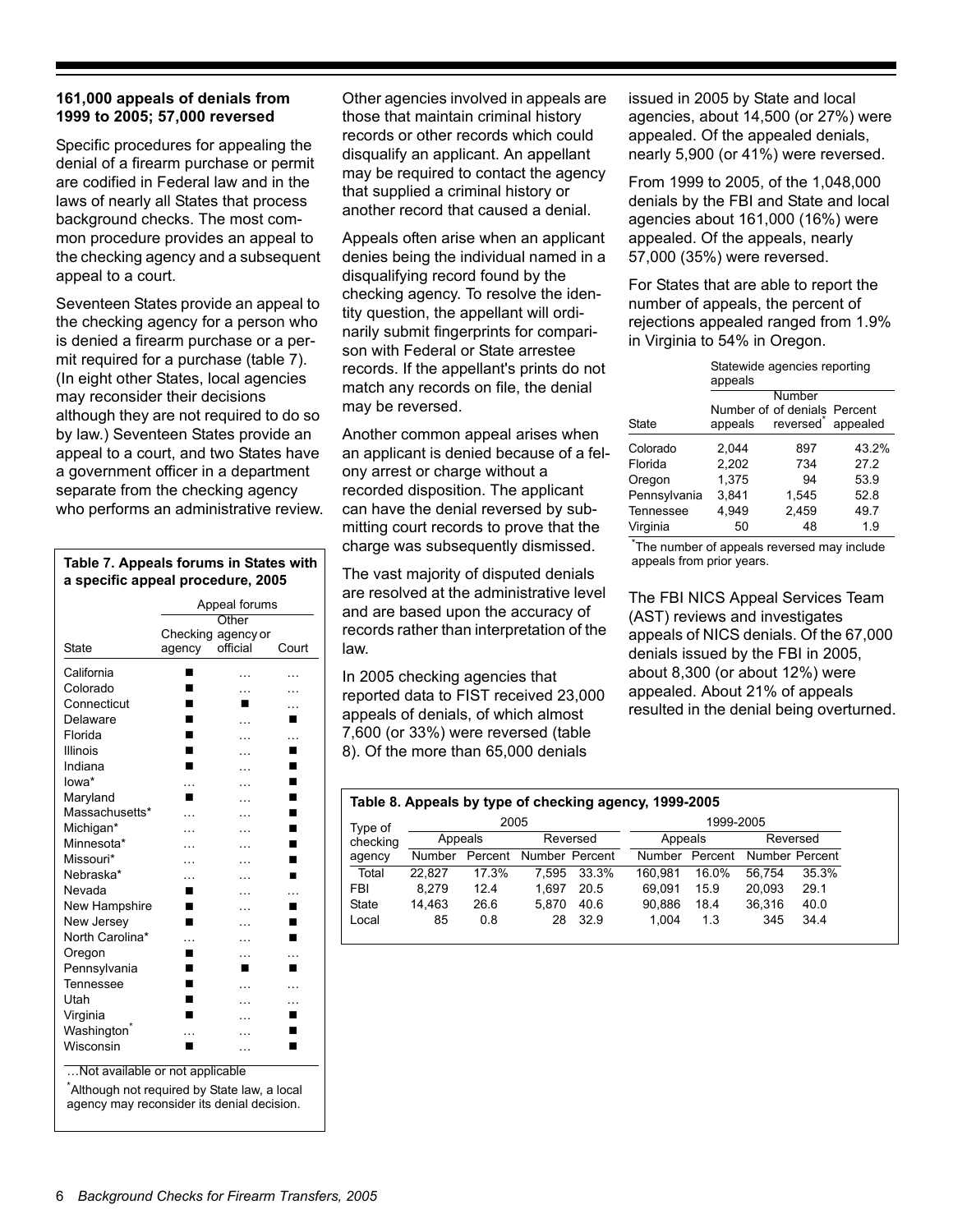### 161,000 appeals of denials from 1999 to 2005; 57,000 reversed

Specific procedures for appealing the denial of a firearm purchase or permit are codified in Federal law and in the laws of nearly all States that process background checks. The most common procedure provides an appeal to the checking agency and a subsequent appeal to a court.

Seventeen States provide an appeal to the checking agency for a person who is denied a firearm purchase or a permit required for a purchase (table 7). (In eight other States, local agencies may reconsider their decisions although they are not required to do so by law.) Seventeen States provide an appeal to a court, and two States have a government officer in a department separate from the checking agency who performs an administrative review.

**Table 7. Appeals forums in States with a specific appeal procedure, 2005**

| State | Appeal forums | | |
|---|---|---|---|
| | Checking agency | Other agency or official | Court |
| California | ■ | … | … |
| Colorado | ■ | … | … |
| Connecticut | ■ | ■ | … |
| Delaware | ■ | … | ■ |
| Florida | ■ | … | … |
| Illinois | ■ | … | ■ |
| Indiana | ■ | … | ■ |
| Iowa* | … | … | ■ |
| Maryland | ■ | … | ■ |
| Massachusetts* | … | … | ■ |
| Michigan* | … | … | ■ |
| Minnesota* | … | … | ■ |
| Missouri* | … | … | ■ |
| Nebraska* | … | … | ■ |
| Nevada | ■ | … | … |
| New Hampshire | ■ | … | ■ |
| New Jersey | ■ | … | ■ |
| North Carolina* | … | … | ■ |
| Oregon | ■ | … | … |
| Pennsylvania | ■ | ■ | ■ |
| Tennessee | ■ | … | … |
| Utah | ■ | … | … |
| Virginia | ■ | … | ■ |
| Washington* | … | … | ■ |
| Wisconsin | ■ | … | ■ |

…Not available or not applicable
*Although not required by State law, a local agency may reconsider its denial decision.

Other agencies involved in appeals are those that maintain criminal history records or other records which could disqualify an applicant. An appellant may be required to contact the agency that supplied a criminal history or another record that caused a denial.

Appeals often arise when an applicant denies being the individual named in a disqualifying record found by the checking agency. To resolve the identity question, the appellant will ordinarily submit fingerprints for comparison with Federal or State arrestee records. If the appellant's prints do not match any records on file, the denial may be reversed.

Another common appeal arises when an applicant is denied because of a felony arrest or charge without a recorded disposition. The applicant can have the denial reversed by submitting court records to prove that the charge was subsequently dismissed.

The vast majority of disputed denials are resolved at the administrative level and are based upon the accuracy of records rather than interpretation of the law.

In 2005 checking agencies that reported data to FIST received 23,000 appeals of denials, of which almost 7,600 (or 33%) were reversed (table 8). Of the more than 65,000 denials issued in 2005 by State and local agencies, about 14,500 (or 27%) were appealed. Of the appealed denials, nearly 5,900 (or 41%) were reversed.

From 1999 to 2005, of the 1,048,000 denials by the FBI and State and local agencies about 161,000 (16%) were appealed. Of the appeals, nearly 57,000 (35%) were reversed.

For States that are able to report the number of appeals, the percent of rejections appealed ranged from 1.9% in Virginia to 54% in Oregon.

| State | Statewide agencies reporting appeals | | |
|---|---|---|---|
| | Number of appeals | Number of denials reversed* | Percent appealed |
| Colorado | 2,044 | 897 | 43.2% |
| Florida | 2,202 | 734 | 27.2 |
| Oregon | 1,375 | 94 | 53.9 |
| Pennsylvania | 3,841 | 1,545 | 52.8 |
| Tennessee | 4,949 | 2,459 | 49.7 |
| Virginia | 50 | 48 | 1.9 |

*The number of appeals reversed may include appeals from prior years.

The FBI NICS Appeal Services Team (AST) reviews and investigates appeals of NICS denials. Of the 67,000 denials issued by the FBI in 2005, about 8,300 (or about 12%) were appealed. About 21% of appeals resulted in the denial being overturned.

**Table 8. Appeals by type of checking agency, 1999-2005**

| Type of checking agency | 2005 | | | | 1999-2005 | | | |
|---|---|---|---|---|---|---|---|---|
| | Appeals | | Reversed | | Appeals | | Reversed | |
| | Number | Percent | Number | Percent | Number | Percent | Number | Percent |
| Total | 22,827 | 17.3% | 7,595 | 33.3% | 160,981 | 16.0% | 56,754 | 35.3% |
| FBI | 8,279 | 12.4 | 1,697 | 20.5 | 69,091 | 15.9 | 20,093 | 29.1 |
| State | 14,463 | 26.6 | 5,870 | 40.6 | 90,886 | 18.4 | 36,316 | 40.0 |
| Local | 85 | 0.8 | 28 | 32.9 | 1,004 | 1.3 | 345 | 34.4 |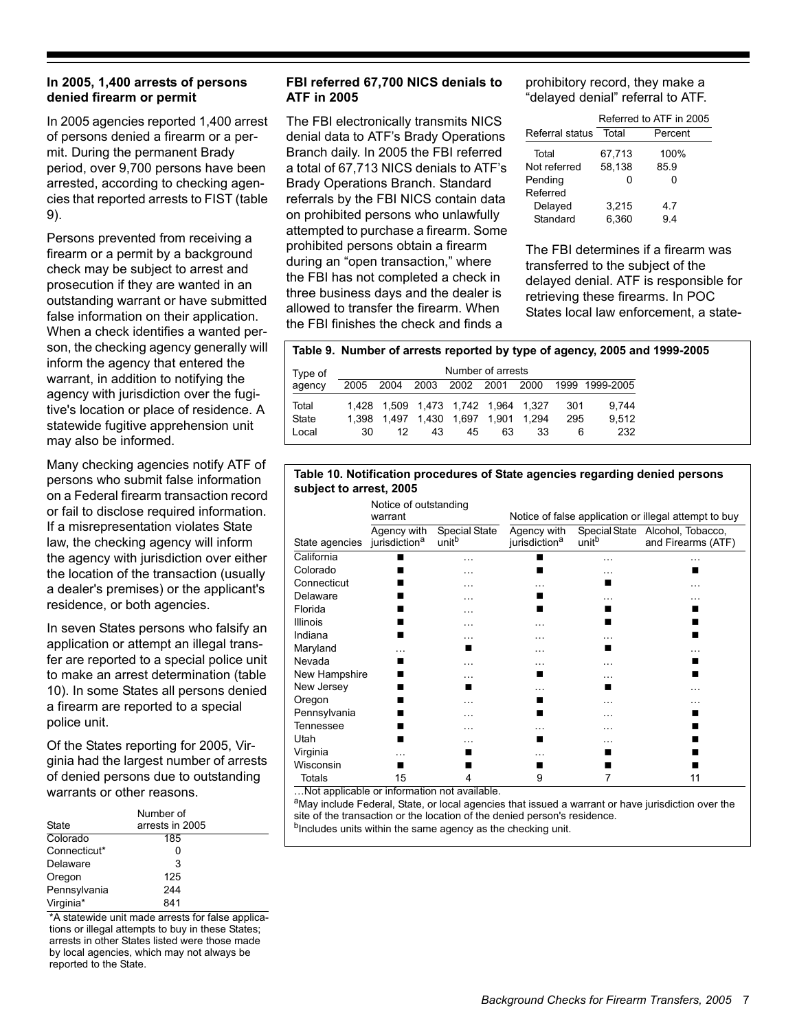### In 2005, 1,400 arrests of persons denied firearm or permit

In 2005 agencies reported 1,400 arrest of persons denied a firearm or a permit. During the permanent Brady period, over 9,700 persons have been arrested, according to checking agencies that reported arrests to FIST (table 9).

Persons prevented from receiving a firearm or a permit by a background check may be subject to arrest and prosecution if they are wanted in an outstanding warrant or have submitted false information on their application. When a check identifies a wanted person, the checking agency generally will inform the agency that entered the warrant, in addition to notifying the agency with jurisdiction over the fugitive's location or place of residence. A statewide fugitive apprehension unit may also be informed.

Many checking agencies notify ATF of persons who submit false information on a Federal firearm transaction record or fail to disclose required information. If a misrepresentation violates State law, the checking agency will inform the agency with jurisdiction over either the location of the transaction (usually a dealer's premises) or the applicant's residence, or both agencies.

In seven States persons who falsify an application or attempt an illegal transfer are reported to a special police unit to make an arrest determination (table 10). In some States all persons denied a firearm are reported to a special police unit.

Of the States reporting for 2005, Virginia had the largest number of arrests of denied persons due to outstanding warrants or other reasons.

| State | Number of arrests in 2005 |
|---|---|
| Colorado | 185 |
| Connecticut* | 0 |
| Delaware | 3 |
| Oregon | 125 |
| Pennsylvania | 244 |
| Virginia* | 841 |

*A statewide unit made arrests for false applications or illegal attempts to buy in these States; arrests in other States listed were those made by local agencies, which may not always be reported to the State.

### FBI referred 67,700 NICS denials to ATF in 2005

The FBI electronically transmits NICS denial data to ATF's Brady Operations Branch daily. In 2005 the FBI referred a total of 67,713 NICS denials to ATF's Brady Operations Branch. Standard referrals by the FBI NICS contain data on prohibited persons who unlawfully attempted to purchase a firearm. Some prohibited persons obtain a firearm during an "open transaction," where the FBI has not completed a check in three business days and the dealer is allowed to transfer the firearm. When the FBI finishes the check and finds a prohibitory record, they make a "delayed denial" referral to ATF.

| Referral status | Referred to ATF in 2005 Total | Percent |
|---|---|---|
| Total | 67,713 | 100% |
| Not referred | 58,138 | 85.9 |
| Pending | 0 | 0 |
| Referred | | |
| Delayed | 3,215 | 4.7 |
| Standard | 6,360 | 9.4 |

The FBI determines if a firearm was transferred to the subject of the delayed denial. ATF is responsible for retrieving these firearms. In POC States local law enforcement, a state-

**Table 9. Number of arrests reported by type of agency, 2005 and 1999-2005**

| Type of agency | Number of arrests 2005 | 2004 | 2003 | 2002 | 2001 | 2000 | 1999 | 1999-2005 |
|---|---|---|---|---|---|---|---|---|
| Total | 1,428 | 1,509 | 1,473 | 1,742 | 1,964 | 1,327 | 301 | 9,744 |
| State | 1,398 | 1,497 | 1,430 | 1,697 | 1,901 | 1,294 | 295 | 9,512 |
| Local | 30 | 12 | 43 | 45 | 63 | 33 | 6 | 232 |

**Table 10. Notification procedures of State agencies regarding denied persons subject to arrest, 2005**

| | Notice of outstanding warrant | | Notice of false application or illegal attempt to buy | | |
|---|---|---|---|---|---|
| State agencies | Agency with jurisdiction[a] | Special State unit[b] | Agency with jurisdiction[a] | Special State unit[b] | Alcohol, Tobacco, and Firearms (ATF) |
| California | ■ | … | ■ | … | … |
| Colorado | ■ | … | ■ | … | ■ |
| Connecticut | ■ | … | … | ■ | … |
| Delaware | ■ | … | ■ | … | … |
| Florida | ■ | … | ■ | ■ | ■ |
| Illinois | ■ | … | … | ■ | ■ |
| Indiana | ■ | … | … | … | ■ |
| Maryland | … | ■ | … | ■ | … |
| Nevada | ■ | … | … | … | ■ |
| New Hampshire | ■ | … | ■ | … | ■ |
| New Jersey | ■ | ■ | … | ■ | … |
| Oregon | ■ | … | ■ | … | … |
| Pennsylvania | ■ | … | ■ | … | ■ |
| Tennessee | ■ | … | … | … | ■ |
| Utah | ■ | … | ■ | … | ■ |
| Virginia | … | ■ | … | ■ | ■ |
| Wisconsin | ■ | ■ | ■ | ■ | ■ |
| Totals | 15 | 4 | 9 | 7 | 11 |

…Not applicable or information not available.

[a]May include Federal, State, or local agencies that issued a warrant or have jurisdiction over the site of the transaction or the location of the denied person's residence.

[b]Includes units within the same agency as the checking unit.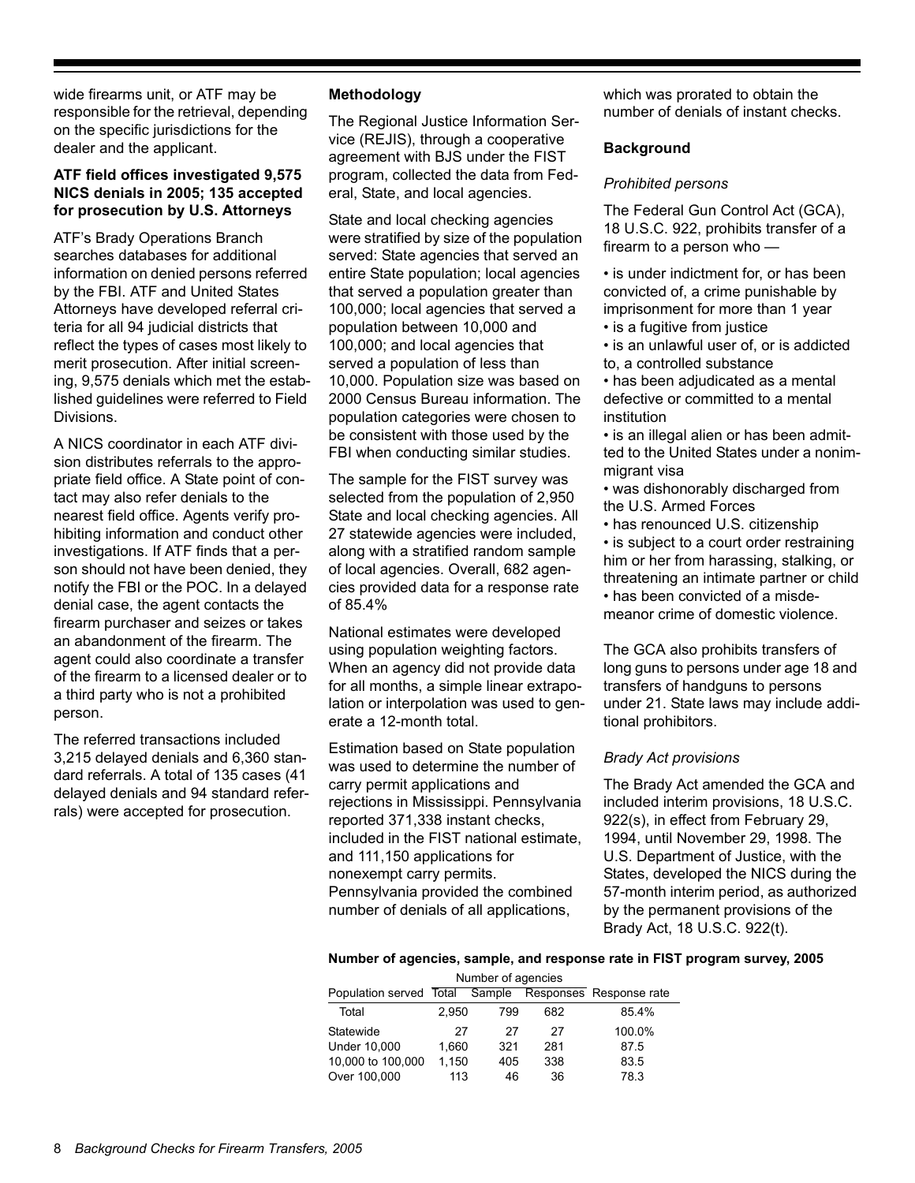wide firearms unit, or ATF may be responsible for the retrieval, depending on the specific jurisdictions for the dealer and the applicant.

**ATF field offices investigated 9,575 NICS denials in 2005; 135 accepted for prosecution by U.S. Attorneys**

ATF's Brady Operations Branch searches databases for additional information on denied persons referred by the FBI. ATF and United States Attorneys have developed referral criteria for all 94 judicial districts that reflect the types of cases most likely to merit prosecution. After initial screening, 9,575 denials which met the established guidelines were referred to Field Divisions.

A NICS coordinator in each ATF division distributes referrals to the appropriate field office. A State point of contact may also refer denials to the nearest field office. Agents verify prohibiting information and conduct other investigations. If ATF finds that a person should not have been denied, they notify the FBI or the POC. In a delayed denial case, the agent contacts the firearm purchaser and seizes or takes an abandonment of the firearm. The agent could also coordinate a transfer of the firearm to a licensed dealer or to a third party who is not a prohibited person.

The referred transactions included 3,215 delayed denials and 6,360 standard referrals. A total of 135 cases (41 delayed denials and 94 standard referrals) were accepted for prosecution.

**Methodology**

The Regional Justice Information Service (REJIS), through a cooperative agreement with BJS under the FIST program, collected the data from Federal, State, and local agencies.

State and local checking agencies were stratified by size of the population served: State agencies that served an entire State population; local agencies that served a population greater than 100,000; local agencies that served a population between 10,000 and 100,000; and local agencies that served a population of less than 10,000. Population size was based on 2000 Census Bureau information. The population categories were chosen to be consistent with those used by the FBI when conducting similar studies.

The sample for the FIST survey was selected from the population of 2,950 State and local checking agencies. All 27 statewide agencies were included, along with a stratified random sample of local agencies. Overall, 682 agencies provided data for a response rate of 85.4%

National estimates were developed using population weighting factors. When an agency did not provide data for all months, a simple linear extrapolation or interpolation was used to generate a 12-month total.

Estimation based on State population was used to determine the number of carry permit applications and rejections in Mississippi. Pennsylvania reported 371,338 instant checks, included in the FIST national estimate, and 111,150 applications for nonexempt carry permits. Pennsylvania provided the combined number of denials of all applications, which was prorated to obtain the number of denials of instant checks.

**Background**

*Prohibited persons*

The Federal Gun Control Act (GCA), 18 U.S.C. 922, prohibits transfer of a firearm to a person who —

- is under indictment for, or has been convicted of, a crime punishable by imprisonment for more than 1 year
- is a fugitive from justice
- is an unlawful user of, or is addicted to, a controlled substance
- has been adjudicated as a mental defective or committed to a mental institution
- is an illegal alien or has been admitted to the United States under a nonimmigrant visa
- was dishonorably discharged from the U.S. Armed Forces
- has renounced U.S. citizenship
- is subject to a court order restraining him or her from harassing, stalking, or threatening an intimate partner or child
- has been convicted of a misdemeanor crime of domestic violence.

The GCA also prohibits transfers of long guns to persons under age 18 and transfers of handguns to persons under 21. State laws may include additional prohibitors.

*Brady Act provisions*

The Brady Act amended the GCA and included interim provisions, 18 U.S.C. 922(s), in effect from February 29, 1994, until November 29, 1998. The U.S. Department of Justice, with the States, developed the NICS during the 57-month interim period, as authorized by the permanent provisions of the Brady Act, 18 U.S.C. 922(t).

**Number of agencies, sample, and response rate in FIST program survey, 2005**

| | Number of agencies | | | |
|---|---|---|---|---|
| Population served | Total | Sample | Responses | Response rate |
| Total | 2,950 | 799 | 682 | 85.4% |
| Statewide | 27 | 27 | 27 | 100.0% |
| Under 10,000 | 1,660 | 321 | 281 | 87.5 |
| 10,000 to 100,000 | 1,150 | 405 | 338 | 83.5 |
| Over 100,000 | 113 | 46 | 36 | 78.3 |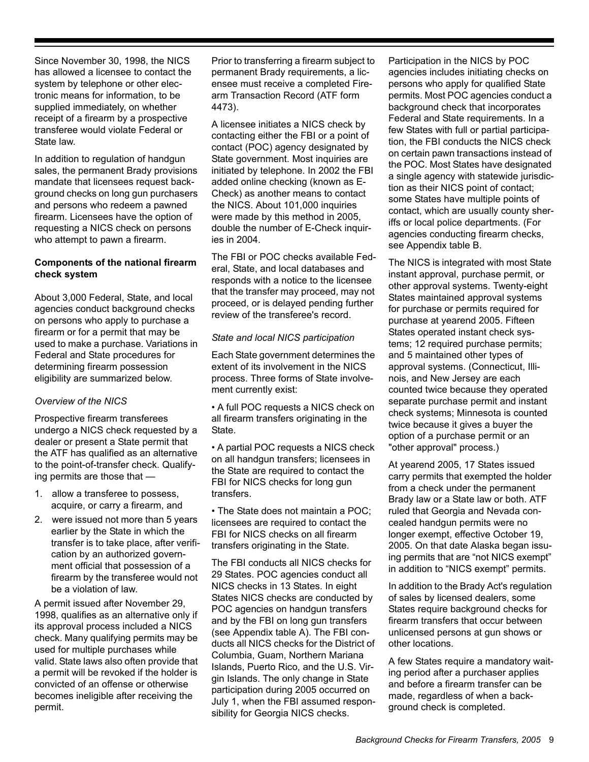Since November 30, 1998, the NICS has allowed a licensee to contact the system by telephone or other electronic means for information, to be supplied immediately, on whether receipt of a firearm by a prospective transferee would violate Federal or State law.

In addition to regulation of handgun sales, the permanent Brady provisions mandate that licensees request background checks on long gun purchasers and persons who redeem a pawned firearm. Licensees have the option of requesting a NICS check on persons who attempt to pawn a firearm.

**Components of the national firearm check system**

About 3,000 Federal, State, and local agencies conduct background checks on persons who apply to purchase a firearm or for a permit that may be used to make a purchase. Variations in Federal and State procedures for determining firearm possession eligibility are summarized below.

*Overview of the NICS*

Prospective firearm transferees undergo a NICS check requested by a dealer or present a State permit that the ATF has qualified as an alternative to the point-of-transfer check. Qualifying permits are those that —

1. allow a transferee to possess, acquire, or carry a firearm, and
2. were issued not more than 5 years earlier by the State in which the transfer is to take place, after verification by an authorized government official that possession of a firearm by the transferee would not be a violation of law.

A permit issued after November 29, 1998, qualifies as an alternative only if its approval process included a NICS check. Many qualifying permits may be used for multiple purchases while valid. State laws also often provide that a permit will be revoked if the holder is convicted of an offense or otherwise becomes ineligible after receiving the permit.

Prior to transferring a firearm subject to permanent Brady requirements, a licensee must receive a completed Firearm Transaction Record (ATF form 4473).

A licensee initiates a NICS check by contacting either the FBI or a point of contact (POC) agency designated by State government. Most inquiries are initiated by telephone. In 2002 the FBI added online checking (known as E-Check) as another means to contact the NICS. About 101,000 inquiries were made by this method in 2005, double the number of E-Check inquiries in 2004.

The FBI or POC checks available Federal, State, and local databases and responds with a notice to the licensee that the transfer may proceed, may not proceed, or is delayed pending further review of the transferee's record.

*State and local NICS participation*

Each State government determines the extent of its involvement in the NICS process. Three forms of State involvement currently exist:

- A full POC requests a NICS check on all firearm transfers originating in the State.
- A partial POC requests a NICS check on all handgun transfers; licensees in the State are required to contact the FBI for NICS checks for long gun transfers.
- The State does not maintain a POC; licensees are required to contact the FBI for NICS checks on all firearm transfers originating in the State.

The FBI conducts all NICS checks for 29 States. POC agencies conduct all NICS checks in 13 States. In eight States NICS checks are conducted by POC agencies on handgun transfers and by the FBI on long gun transfers (see Appendix table A). The FBI conducts all NICS checks for the District of Columbia, Guam, Northern Mariana Islands, Puerto Rico, and the U.S. Virgin Islands. The only change in State participation during 2005 occurred on July 1, when the FBI assumed responsibility for Georgia NICS checks.

Participation in the NICS by POC agencies includes initiating checks on persons who apply for qualified State permits. Most POC agencies conduct a background check that incorporates Federal and State requirements. In a few States with full or partial participation, the FBI conducts the NICS check on certain pawn transactions instead of the POC. Most States have designated a single agency with statewide jurisdiction as their NICS point of contact; some States have multiple points of contact, which are usually county sheriffs or local police departments. (For agencies conducting firearm checks, see Appendix table B.

The NICS is integrated with most State instant approval, purchase permit, or other approval systems. Twenty-eight States maintained approval systems for purchase or permits required for purchase at yearend 2005. Fifteen States operated instant check systems; 12 required purchase permits; and 5 maintained other types of approval systems. (Connecticut, Illinois, and New Jersey are each counted twice because they operated separate purchase permit and instant check systems; Minnesota is counted twice because it gives a buyer the option of a purchase permit or an "other approval" process.)

At yearend 2005, 17 States issued carry permits that exempted the holder from a check under the permanent Brady law or a State law or both. ATF ruled that Georgia and Nevada concealed handgun permits were no longer exempt, effective October 19, 2005. On that date Alaska began issuing permits that are "not NICS exempt" in addition to "NICS exempt" permits.

In addition to the Brady Act's regulation of sales by licensed dealers, some States require background checks for firearm transfers that occur between unlicensed persons at gun shows or other locations.

A few States require a mandatory waiting period after a purchaser applies and before a firearm transfer can be made, regardless of when a background check is completed.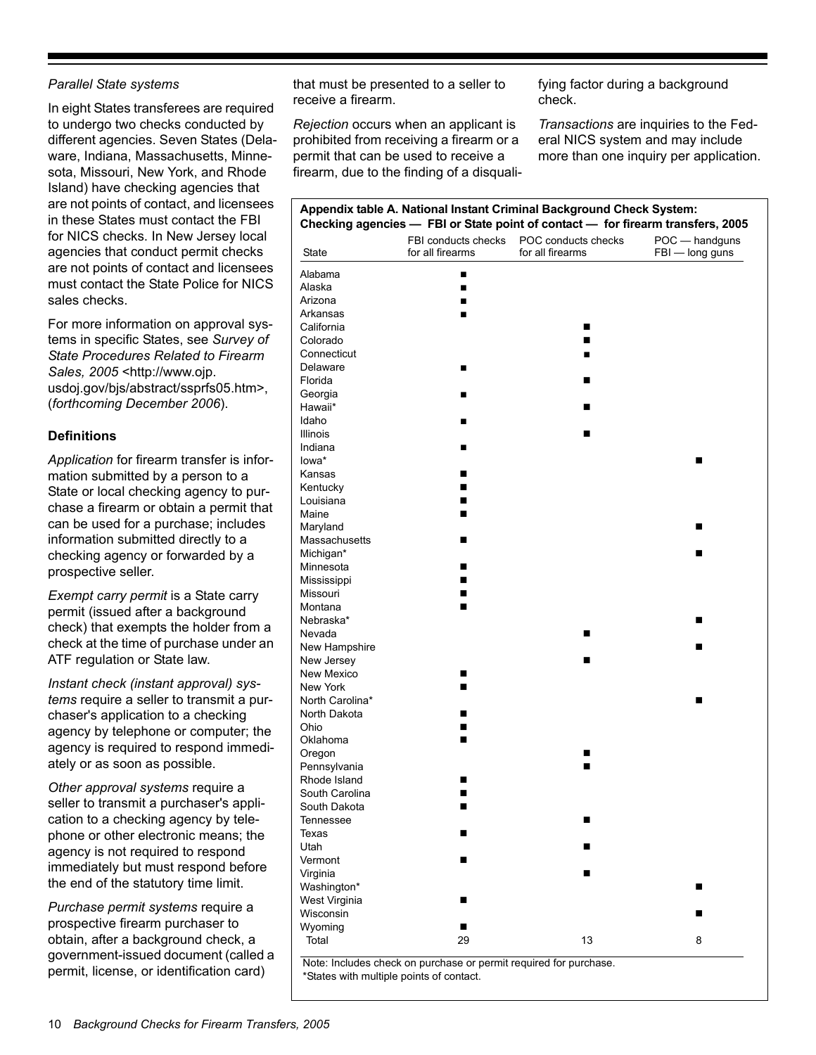*Parallel State systems*

In eight States transferees are required to undergo two checks conducted by different agencies. Seven States (Delaware, Indiana, Massachusetts, Minnesota, Missouri, New York, and Rhode Island) have checking agencies that are not points of contact, and licensees in these States must contact the FBI for NICS checks. In New Jersey local agencies that conduct permit checks are not points of contact and licensees must contact the State Police for NICS sales checks.

For more information on approval systems in specific States, see *Survey of State Procedures Related to Firearm Sales, 2005* <http://www.ojp.usdoj.gov/bjs/abstract/ssprfs05.htm>, (*forthcoming December 2006*).

**Definitions**

*Application* for firearm transfer is information submitted by a person to a State or local checking agency to purchase a firearm or obtain a permit that can be used for a purchase; includes information submitted directly to a checking agency or forwarded by a prospective seller.

*Exempt carry permit* is a State carry permit (issued after a background check) that exempts the holder from a check at the time of purchase under an ATF regulation or State law.

*Instant check (instant approval) systems* require a seller to transmit a purchaser's application to a checking agency by telephone or computer; the agency is required to respond immediately or as soon as possible.

*Other approval systems* require a seller to transmit a purchaser's application to a checking agency by telephone or other electronic means; the agency is not required to respond immediately but must respond before the end of the statutory time limit.

*Purchase permit systems* require a prospective firearm purchaser to obtain, after a background check, a government-issued document (called a permit, license, or identification card) that must be presented to a seller to receive a firearm.

*Rejection* occurs when an applicant is prohibited from receiving a firearm or a permit that can be used to receive a firearm, due to the finding of a disqualifying factor during a background check.

*Transactions* are inquiries to the Federal NICS system and may include more than one inquiry per application.

**Appendix table A. National Instant Criminal Background Check System: Checking agencies — FBI or State point of contact — for firearm transfers, 2005**

| State | FBI conducts checks for all firearms | POC conducts checks for all firearms | POC — handguns FBI — long guns |
|---|---|---|---|
| Alabama | ■ | | |
| Alaska | ■ | | |
| Arizona | ■ | | |
| Arkansas | ■ | | |
| California | | ■ | |
| Colorado | | ■ | |
| Connecticut | | ■ | |
| Delaware | ■ | | |
| Florida | | ■ | |
| Georgia | ■ | | |
| Hawaii* | | ■ | |
| Idaho | ■ | | |
| Illinois | | ■ | |
| Indiana | ■ | | |
| Iowa* | | | ■ |
| Kansas | ■ | | |
| Kentucky | ■ | | |
| Louisiana | ■ | | |
| Maine | ■ | | |
| Maryland | | | ■ |
| Massachusetts | ■ | | |
| Michigan* | | | ■ |
| Minnesota | ■ | | |
| Mississippi | ■ | | |
| Missouri | ■ | | |
| Montana | ■ | | |
| Nebraska* | | | ■ |
| Nevada | | ■ | |
| New Hampshire | | | ■ |
| New Jersey | | ■ | |
| New Mexico | ■ | | |
| New York | ■ | | |
| North Carolina* | | | ■ |
| North Dakota | ■ | | |
| Ohio | ■ | | |
| Oklahoma | ■ | | |
| Oregon | | ■ | |
| Pennsylvania | | ■ | |
| Rhode Island | ■ | | |
| South Carolina | ■ | | |
| South Dakota | ■ | | |
| Tennessee | | ■ | |
| Texas | ■ | | |
| Utah | | ■ | |
| Vermont | ■ | | |
| Virginia | | ■ | |
| Washington* | | | ■ |
| West Virginia | ■ | | |
| Wisconsin | | | ■ |
| Wyoming | ■ | | |
| Total | 29 | 13 | 8 |

Note: Includes check on purchase or permit required for purchase.
*States with multiple points of contact.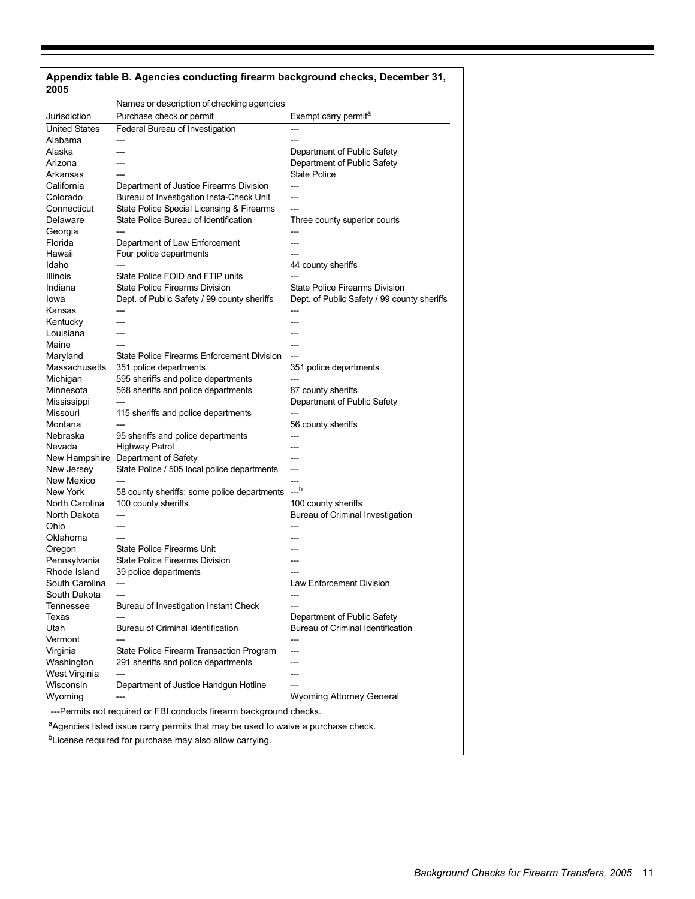**Appendix table B. Agencies conducting firearm background checks, December 31, 2005**

| | Names or description of checking agencies | |
|---|---|---|
| Jurisdiction | Purchase check or permit | Exempt carry permit[a] |
| United States | Federal Bureau of Investigation | --- |
| Alabama | --- | --- |
| Alaska | --- | Department of Public Safety |
| Arizona | --- | Department of Public Safety |
| Arkansas | --- | State Police |
| California | Department of Justice Firearms Division | --- |
| Colorado | Bureau of Investigation Insta-Check Unit | --- |
| Connecticut | State Police Special Licensing & Firearms | --- |
| Delaware | State Police Bureau of Identification | Three county superior courts |
| Georgia | --- | --- |
| Florida | Department of Law Enforcement | --- |
| Hawaii | Four police departments | --- |
| Idaho | --- | 44 county sheriffs |
| Illinois | State Police FOID and FTIP units | --- |
| Indiana | State Police Firearms Division | State Police Firearms Division |
| Iowa | Dept. of Public Safety / 99 county sheriffs | Dept. of Public Safety / 99 county sheriffs |
| Kansas | --- | --- |
| Kentucky | --- | --- |
| Louisiana | --- | --- |
| Maine | --- | --- |
| Maryland | State Police Firearms Enforcement Division | --- |
| Massachusetts | 351 police departments | 351 police departments |
| Michigan | 595 sheriffs and police departments | --- |
| Minnesota | 568 sheriffs and police departments | 87 county sheriffs |
| Mississippi | --- | Department of Public Safety |
| Missouri | 115 sheriffs and police departments | --- |
| Montana | --- | 56 county sheriffs |
| Nebraska | 95 sheriffs and police departments | --- |
| Nevada | Highway Patrol | --- |
| New Hampshire | Department of Safety | --- |
| New Jersey | State Police / 505 local police departments | --- |
| New Mexico | --- | --- |
| New York | 58 county sheriffs; some police departments | ---[b] |
| North Carolina | 100 county sheriffs | 100 county sheriffs |
| North Dakota | --- | Bureau of Criminal Investigation |
| Ohio | --- | --- |
| Oklahoma | --- | --- |
| Oregon | State Police Firearms Unit | --- |
| Pennsylvania | State Police Firearms Division | --- |
| Rhode Island | 39 police departments | --- |
| South Carolina | --- | Law Enforcement Division |
| South Dakota | --- | --- |
| Tennessee | Bureau of Investigation Instant Check | --- |
| Texas | --- | Department of Public Safety |
| Utah | Bureau of Criminal Identification | Bureau of Criminal Identification |
| Vermont | --- | --- |
| Virginia | State Police Firearm Transaction Program | --- |
| Washington | 291 sheriffs and police departments | --- |
| West Virginia | --- | --- |
| Wisconsin | Department of Justice Handgun Hotline | --- |
| Wyoming | --- | Wyoming Attorney General |

---Permits not required or FBI conducts firearm background checks.

[a]Agencies listed issue carry permits that may be used to waive a purchase check.

[b]License required for purchase may also allow carrying.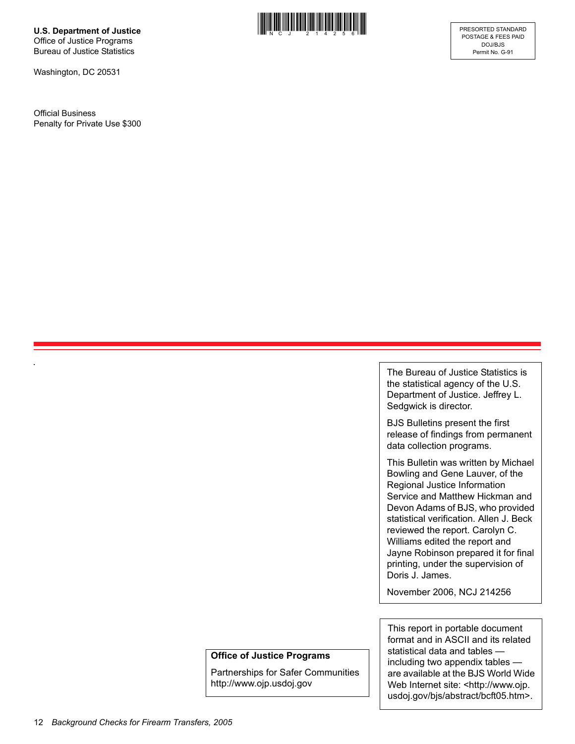**U.S. Department of Justice**
Office of Justice Programs
Bureau of Justice Statistics

Washington, DC 20531

Official Business
Penalty for Private Use $300

PRESORTED STANDARD
POSTAGE & FEES PAID
DOJ/BJS
Permit No. G-91

The Bureau of Justice Statistics is the statistical agency of the U.S. Department of Justice. Jeffrey L. Sedgwick is director.

BJS Bulletins present the first release of findings from permanent data collection programs.

This Bulletin was written by Michael Bowling and Gene Lauver, of the Regional Justice Information Service and Matthew Hickman and Devon Adams of BJS, who provided statistical verification. Allen J. Beck reviewed the report. Carolyn C. Williams edited the report and Jayne Robinson prepared it for final printing, under the supervision of Doris J. James.

November 2006, NCJ 214256

**Office of Justice Programs**

Partnerships for Safer Communities
http://www.ojp.usdoj.gov

This report in portable document format and in ASCII and its related statistical data and tables — including two appendix tables — are available at the BJS World Wide Web Internet site: <http://www.ojp.usdoj.gov/bjs/abstract/bcft05.htm>.